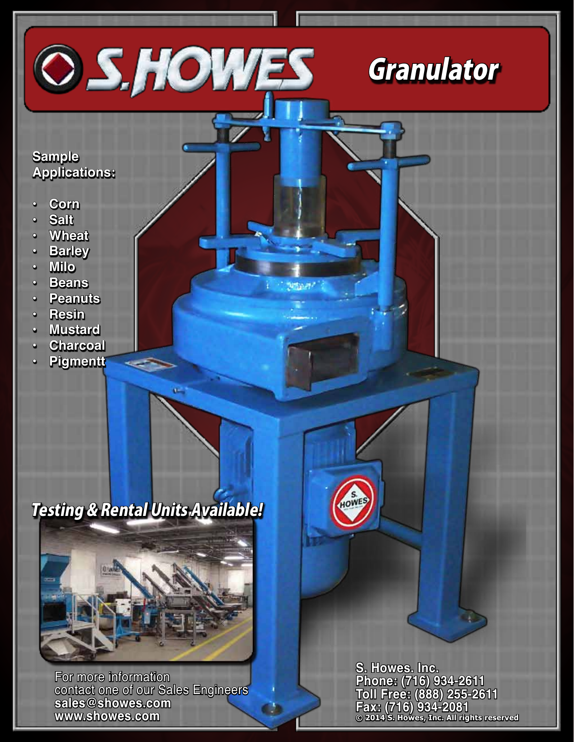# S.HOWES

# Granulator

**Sample Applications:**

- Corn
- Salt
- Wheat
- Barley
- Milo
- Beans
- Peanuts
- Resin
- Mustard
- Charcoal
- Pigmentt

## *Testing & Rental Units Available!*

For more information
contact one of our Sales Engineers
**sales@showes.com**
**www.showes.com**

**S. Howes. Inc.**
**Phone: (716) 934-2611**
**Toll Free: (888) 255-2611**
**Fax: (716) 934-2081**
**© 2014 S. Howes, Inc. All rights reserved**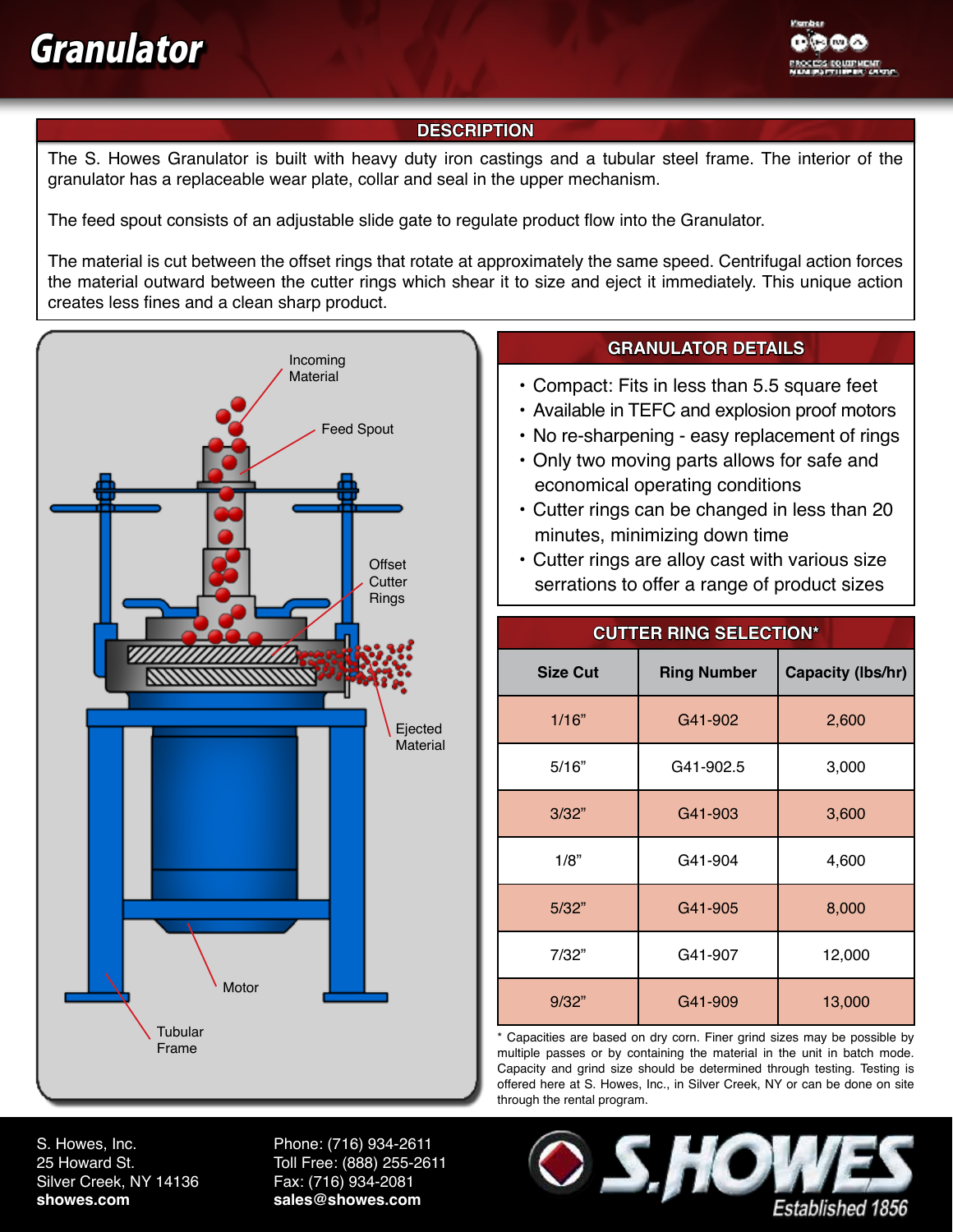# Granulator

## DESCRIPTION

The S. Howes Granulator is built with heavy duty iron castings and a tubular steel frame. The interior of the granulator has a replaceable wear plate, collar and seal in the upper mechanism.

The feed spout consists of an adjustable slide gate to regulate product flow into the Granulator.

The material is cut between the offset rings that rotate at approximately the same speed. Centrifugal action forces the material outward between the cutter rings which shear it to size and eject it immediately. This unique action creates less fines and a clean sharp product.

Incoming Material

Feed Spout

Offset Cutter Rings

Ejected Material

Motor

Tubular Frame

## GRANULATOR DETAILS

- Compact: Fits in less than 5.5 square feet
- Available in TEFC and explosion proof motors
- No re-sharpening - easy replacement of rings
- Only two moving parts allows for safe and economical operating conditions
- Cutter rings can be changed in less than 20 minutes, minimizing down time
- Cutter rings are alloy cast with various size serrations to offer a range of product sizes

## CUTTER RING SELECTION*

| Size Cut | Ring Number | Capacity (lbs/hr) |
|---|---|---|
| 1/16” | G41-902 | 2,600 |
| 5/16” | G41-902.5 | 3,000 |
| 3/32” | G41-903 | 3,600 |
| 1/8” | G41-904 | 4,600 |
| 5/32” | G41-905 | 8,000 |
| 7/32” | G41-907 | 12,000 |
| 9/32” | G41-909 | 13,000 |

* Capacities are based on dry corn. Finer grind sizes may be possible by multiple passes or by containing the material in the unit in batch mode. Capacity and grind size should be determined through testing. Testing is offered here at S. Howes, Inc., in Silver Creek, NY or can be done on site through the rental program.

S. Howes, Inc.
25 Howard St.
Silver Creek, NY 14136
**showes.com**

Phone: (716) 934-2611
Toll Free: (888) 255-2611
Fax: (716) 934-2081
**sales@showes.com**

S. HOWES
Established 1856